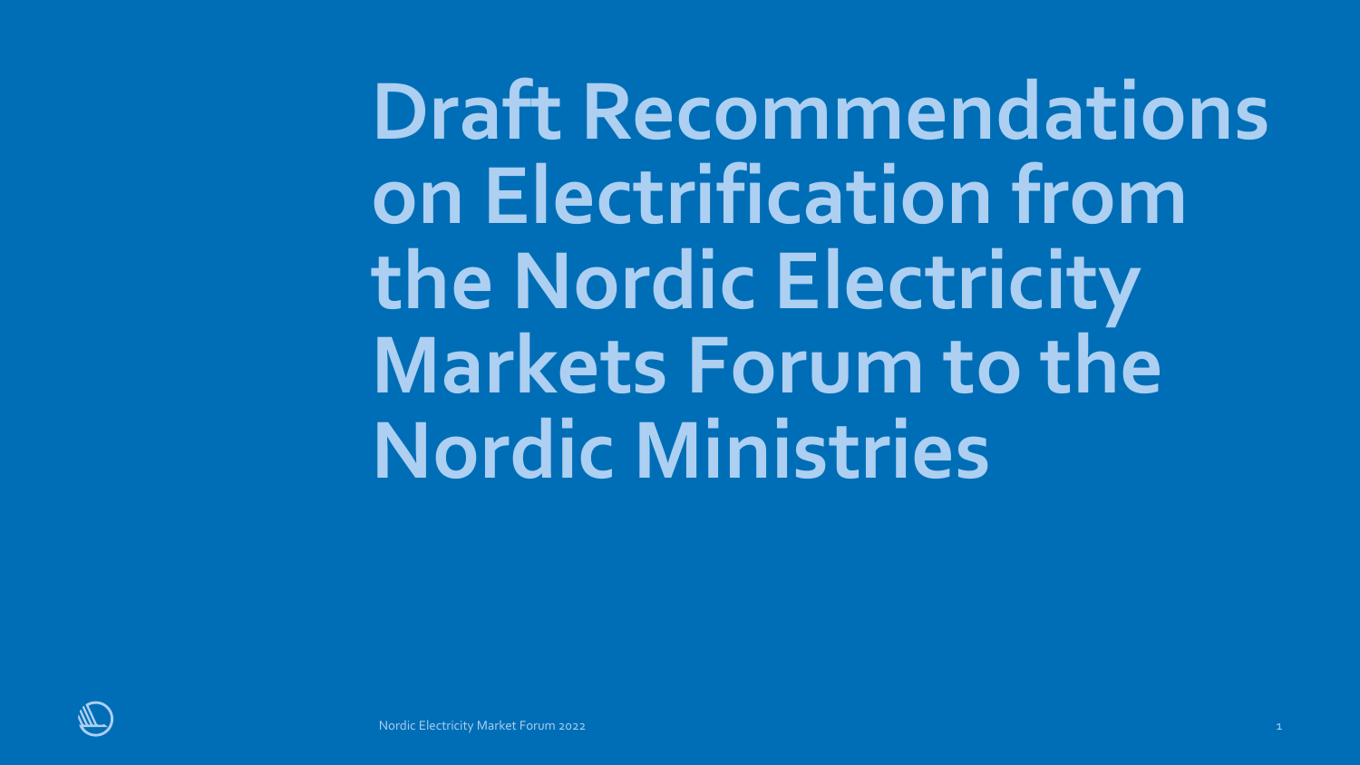# Draft Recommendations on Electrification from the Nordic Electricity Markets Forum to the Nordic Ministries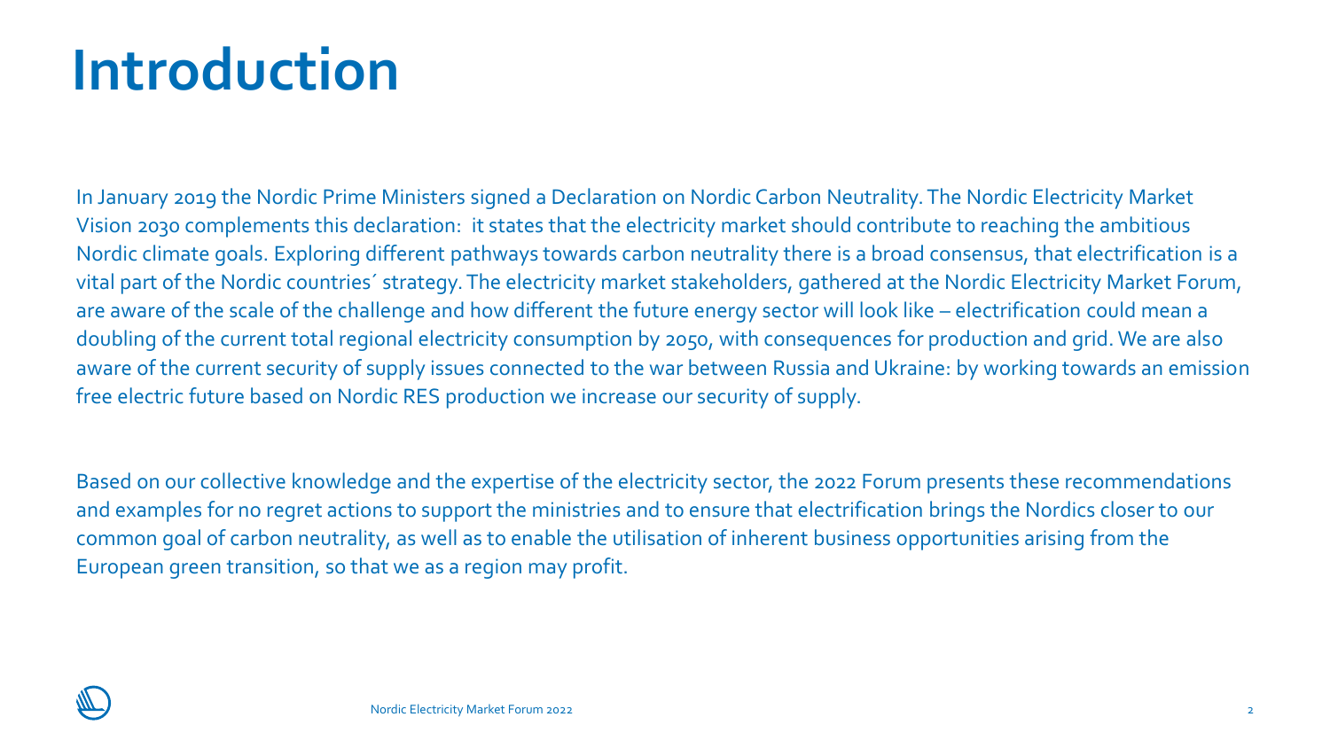# Introduction

In January 2019 the Nordic Prime Ministers signed a Declaration on Nordic Carbon Neutrality. The Nordic Electricity Market Vision 2030 complements this declaration: it states that the electricity market should contribute to reaching the ambitious Nordic climate goals. Exploring different pathways towards carbon neutrality there is a broad consensus, that electrification is a vital part of the Nordic countries´ strategy. The electricity market stakeholders, gathered at the Nordic Electricity Market Forum, are aware of the scale of the challenge and how different the future energy sector will look like – electrification could mean a doubling of the current total regional electricity consumption by 2050, with consequences for production and grid. We are also aware of the current security of supply issues connected to the war between Russia and Ukraine: by working towards an emission free electric future based on Nordic RES production we increase our security of supply.

Based on our collective knowledge and the expertise of the electricity sector, the 2022 Forum presents these recommendations and examples for no regret actions to support the ministries and to ensure that electrification brings the Nordics closer to our common goal of carbon neutrality, as well as to enable the utilisation of inherent business opportunities arising from the European green transition, so that we as a region may profit.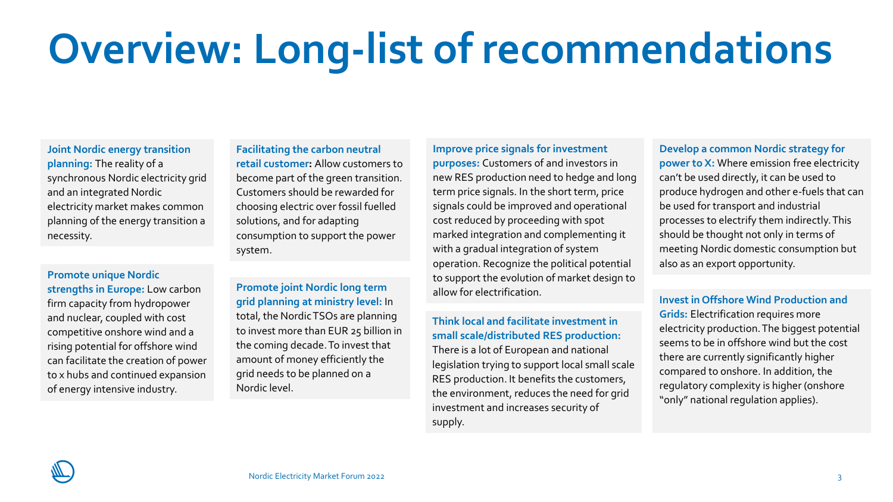# Overview: Long-list of recommendations

**Joint Nordic energy transition planning:** The reality of a synchronous Nordic electricity grid and an integrated Nordic electricity market makes common planning of the energy transition a necessity.

**Promote unique Nordic strengths in Europe:** Low carbon firm capacity from hydropower and nuclear, coupled with cost competitive onshore wind and a rising potential for offshore wind can facilitate the creation of power to x hubs and continued expansion of energy intensive industry.

**Facilitating the carbon neutral retail customer:** Allow customers to become part of the green transition. Customers should be rewarded for choosing electric over fossil fuelled solutions, and for adapting consumption to support the power system.

**Promote joint Nordic long term grid planning at ministry level:** In total, the Nordic TSOs are planning to invest more than EUR 25 billion in the coming decade. To invest that amount of money efficiently the grid needs to be planned on a Nordic level.

**Improve price signals for investment purposes:** Customers of and investors in new RES production need to hedge and long term price signals. In the short term, price signals could be improved and operational cost reduced by proceeding with spot marked integration and complementing it with a gradual integration of system operation. Recognize the political potential to support the evolution of market design to allow for electrification.

**Think local and facilitate investment in small scale/distributed RES production:** There is a lot of European and national legislation trying to support local small scale RES production. It benefits the customers, the environment, reduces the need for grid investment and increases security of supply.

**Develop a common Nordic strategy for power to X:** Where emission free electricity can't be used directly, it can be used to produce hydrogen and other e-fuels that can be used for transport and industrial processes to electrify them indirectly. This should be thought not only in terms of meeting Nordic domestic consumption but also as an export opportunity.

**Invest in Offshore Wind Production and Grids:** Electrification requires more electricity production. The biggest potential seems to be in offshore wind but the cost there are currently significantly higher compared to onshore. In addition, the regulatory complexity is higher (onshore "only" national regulation applies).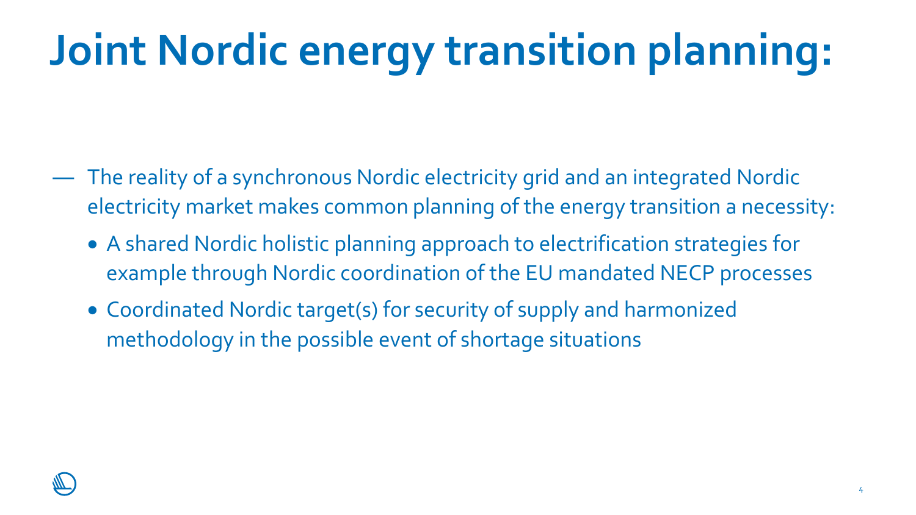# Joint Nordic energy transition planning:

- The reality of a synchronous Nordic electricity grid and an integrated Nordic electricity market makes common planning of the energy transition a necessity:
  - A shared Nordic holistic planning approach to electrification strategies for example through Nordic coordination of the EU mandated NECP processes
  - Coordinated Nordic target(s) for security of supply and harmonized methodology in the possible event of shortage situations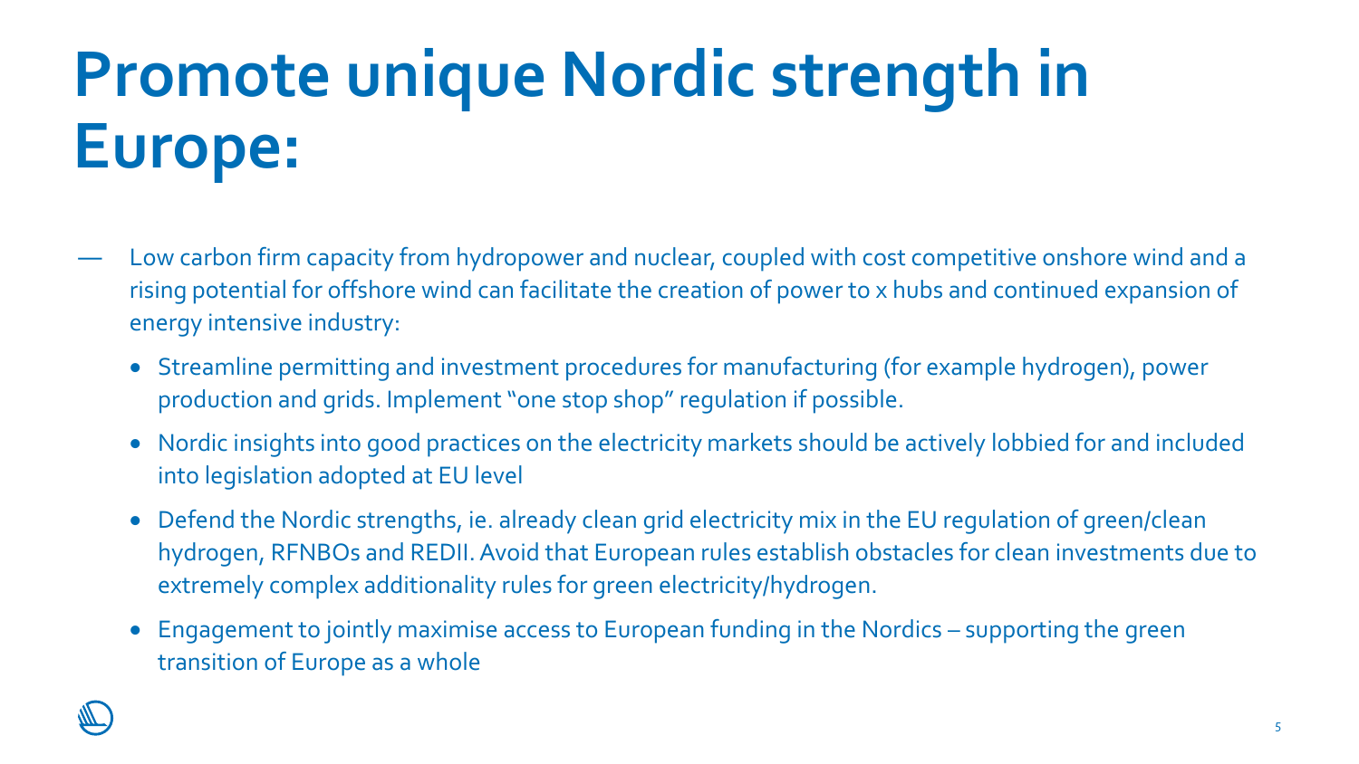# Promote unique Nordic strength in Europe:

- Low carbon firm capacity from hydropower and nuclear, coupled with cost competitive onshore wind and a rising potential for offshore wind can facilitate the creation of power to x hubs and continued expansion of energy intensive industry:
  - Streamline permitting and investment procedures for manufacturing (for example hydrogen), power production and grids. Implement "one stop shop" regulation if possible.
  - Nordic insights into good practices on the electricity markets should be actively lobbied for and included into legislation adopted at EU level
  - Defend the Nordic strengths, ie. already clean grid electricity mix in the EU regulation of green/clean hydrogen, RFNBOs and REDII. Avoid that European rules establish obstacles for clean investments due to extremely complex additionality rules for green electricity/hydrogen.
  - Engagement to jointly maximise access to European funding in the Nordics – supporting the green transition of Europe as a whole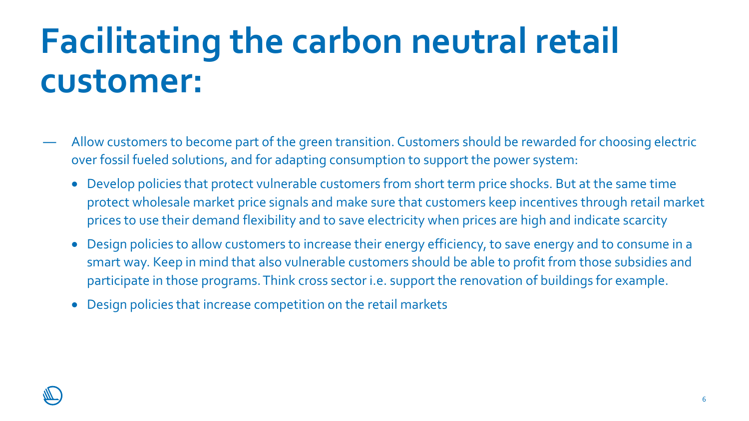# Facilitating the carbon neutral retail customer:

- Allow customers to become part of the green transition. Customers should be rewarded for choosing electric over fossil fueled solutions, and for adapting consumption to support the power system:
  - Develop policies that protect vulnerable customers from short term price shocks. But at the same time protect wholesale market price signals and make sure that customers keep incentives through retail market prices to use their demand flexibility and to save electricity when prices are high and indicate scarcity
  - Design policies to allow customers to increase their energy efficiency, to save energy and to consume in a smart way. Keep in mind that also vulnerable customers should be able to profit from those subsidies and participate in those programs. Think cross sector i.e. support the renovation of buildings for example.
  - Design policies that increase competition on the retail markets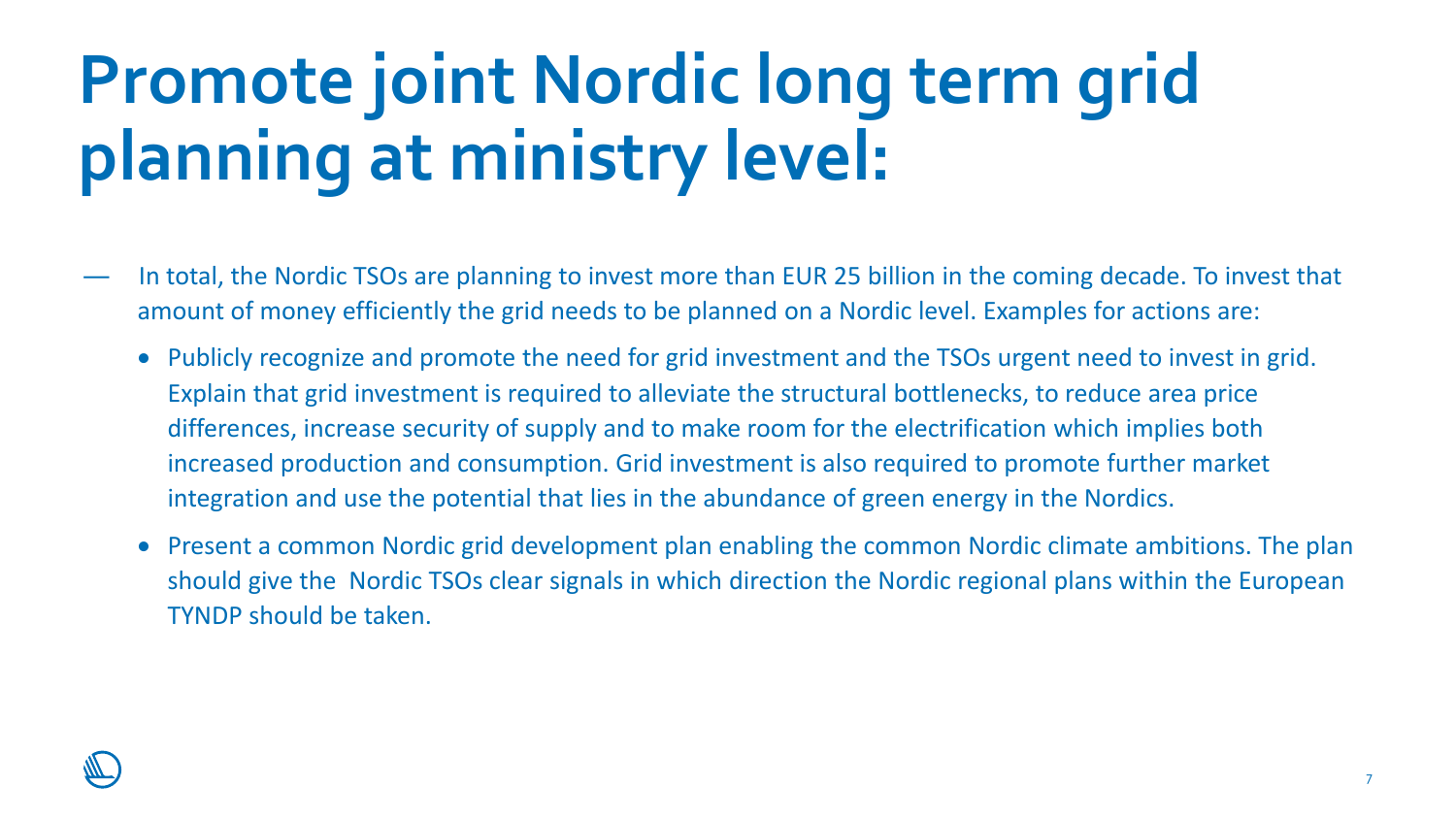# Promote joint Nordic long term grid planning at ministry level:

- In total, the Nordic TSOs are planning to invest more than EUR 25 billion in the coming decade. To invest that amount of money efficiently the grid needs to be planned on a Nordic level. Examples for actions are:
  - Publicly recognize and promote the need for grid investment and the TSOs urgent need to invest in grid. Explain that grid investment is required to alleviate the structural bottlenecks, to reduce area price differences, increase security of supply and to make room for the electrification which implies both increased production and consumption. Grid investment is also required to promote further market integration and use the potential that lies in the abundance of green energy in the Nordics.
  - Present a common Nordic grid development plan enabling the common Nordic climate ambitions. The plan should give the Nordic TSOs clear signals in which direction the Nordic regional plans within the European TYNDP should be taken.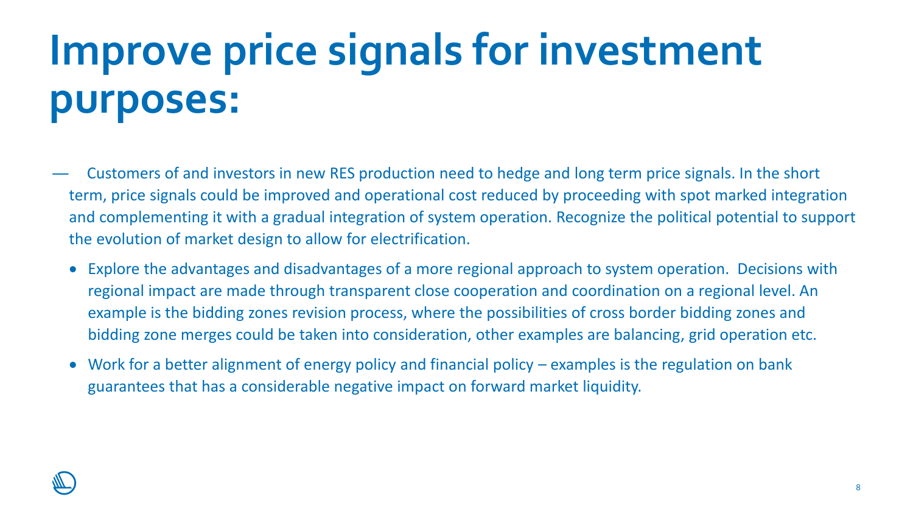# Improve price signals for investment purposes:

- Customers of and investors in new RES production need to hedge and long term price signals. In the short term, price signals could be improved and operational cost reduced by proceeding with spot marked integration and complementing it with a gradual integration of system operation. Recognize the political potential to support the evolution of market design to allow for electrification.
  - Explore the advantages and disadvantages of a more regional approach to system operation. Decisions with regional impact are made through transparent close cooperation and coordination on a regional level. An example is the bidding zones revision process, where the possibilities of cross border bidding zones and bidding zone merges could be taken into consideration, other examples are balancing, grid operation etc.
  - Work for a better alignment of energy policy and financial policy – examples is the regulation on bank guarantees that has a considerable negative impact on forward market liquidity.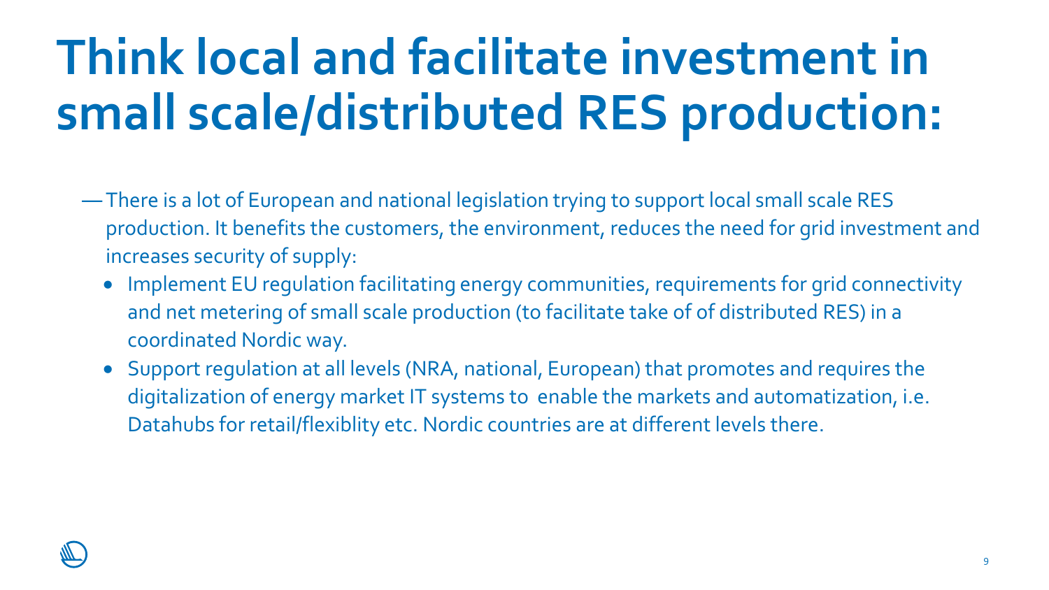# Think local and facilitate investment in small scale/distributed RES production:

- There is a lot of European and national legislation trying to support local small scale RES production. It benefits the customers, the environment, reduces the need for grid investment and increases security of supply:
  - Implement EU regulation facilitating energy communities, requirements for grid connectivity and net metering of small scale production (to facilitate take of of distributed RES) in a coordinated Nordic way.
  - Support regulation at all levels (NRA, national, European) that promotes and requires the digitalization of energy market IT systems to enable the markets and automatization, i.e. Datahubs for retail/flexiblity etc. Nordic countries are at different levels there.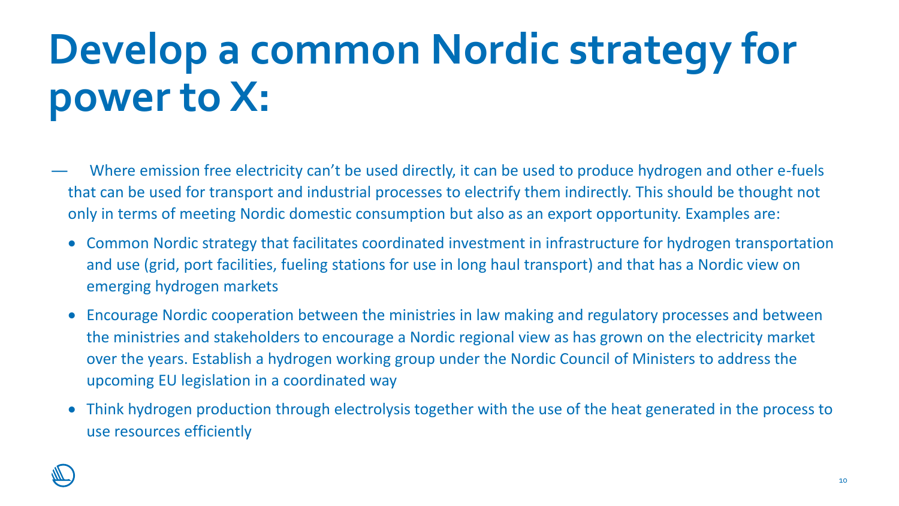# Develop a common Nordic strategy for power to X:

— Where emission free electricity can't be used directly, it can be used to produce hydrogen and other e-fuels that can be used for transport and industrial processes to electrify them indirectly. This should be thought not only in terms of meeting Nordic domestic consumption but also as an export opportunity. Examples are:

- Common Nordic strategy that facilitates coordinated investment in infrastructure for hydrogen transportation and use (grid, port facilities, fueling stations for use in long haul transport) and that has a Nordic view on emerging hydrogen markets
- Encourage Nordic cooperation between the ministries in law making and regulatory processes and between the ministries and stakeholders to encourage a Nordic regional view as has grown on the electricity market over the years. Establish a hydrogen working group under the Nordic Council of Ministers to address the upcoming EU legislation in a coordinated way
- Think hydrogen production through electrolysis together with the use of the heat generated in the process to use resources efficiently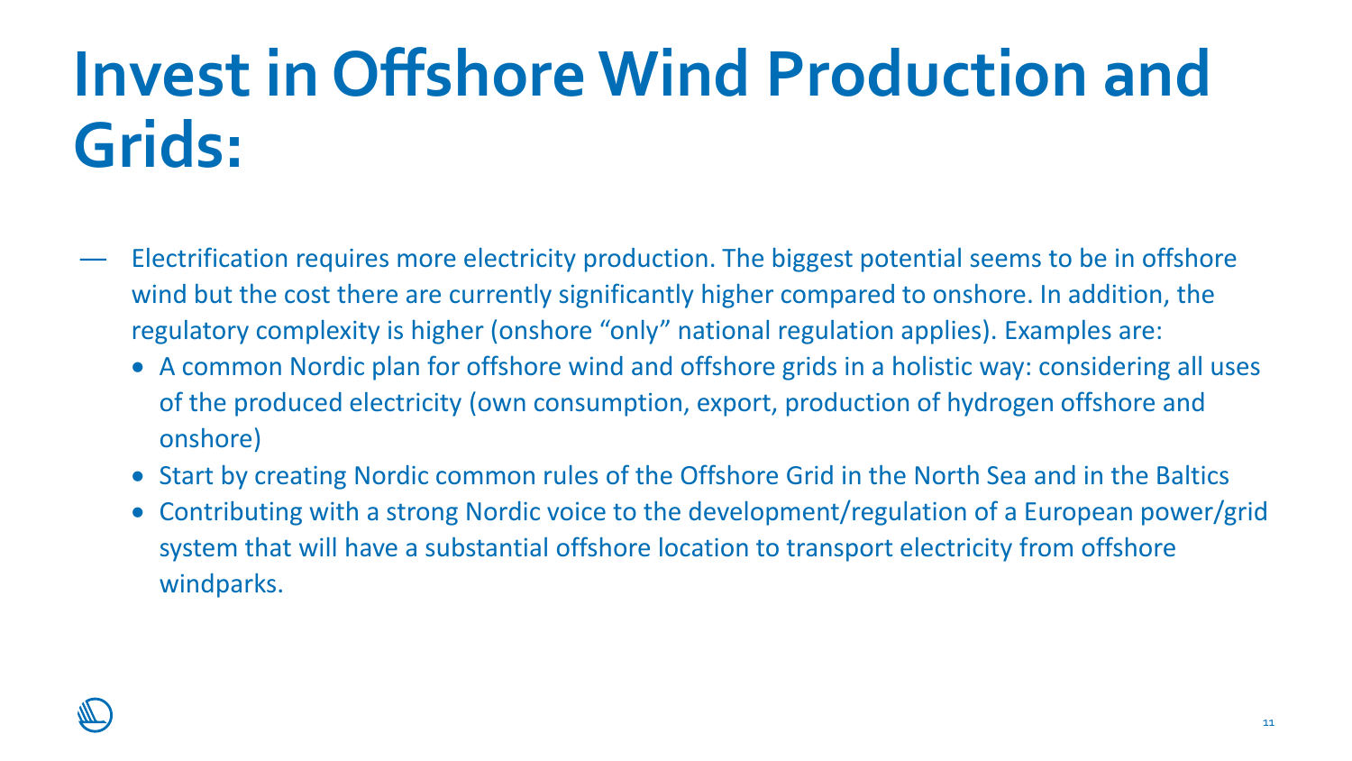# Invest in Offshore Wind Production and Grids:

- Electrification requires more electricity production. The biggest potential seems to be in offshore wind but the cost there are currently significantly higher compared to onshore. In addition, the regulatory complexity is higher (onshore “only” national regulation applies). Examples are:
  - A common Nordic plan for offshore wind and offshore grids in a holistic way: considering all uses of the produced electricity (own consumption, export, production of hydrogen offshore and onshore)
  - Start by creating Nordic common rules of the Offshore Grid in the North Sea and in the Baltics
  - Contributing with a strong Nordic voice to the development/regulation of a European power/grid system that will have a substantial offshore location to transport electricity from offshore windparks.